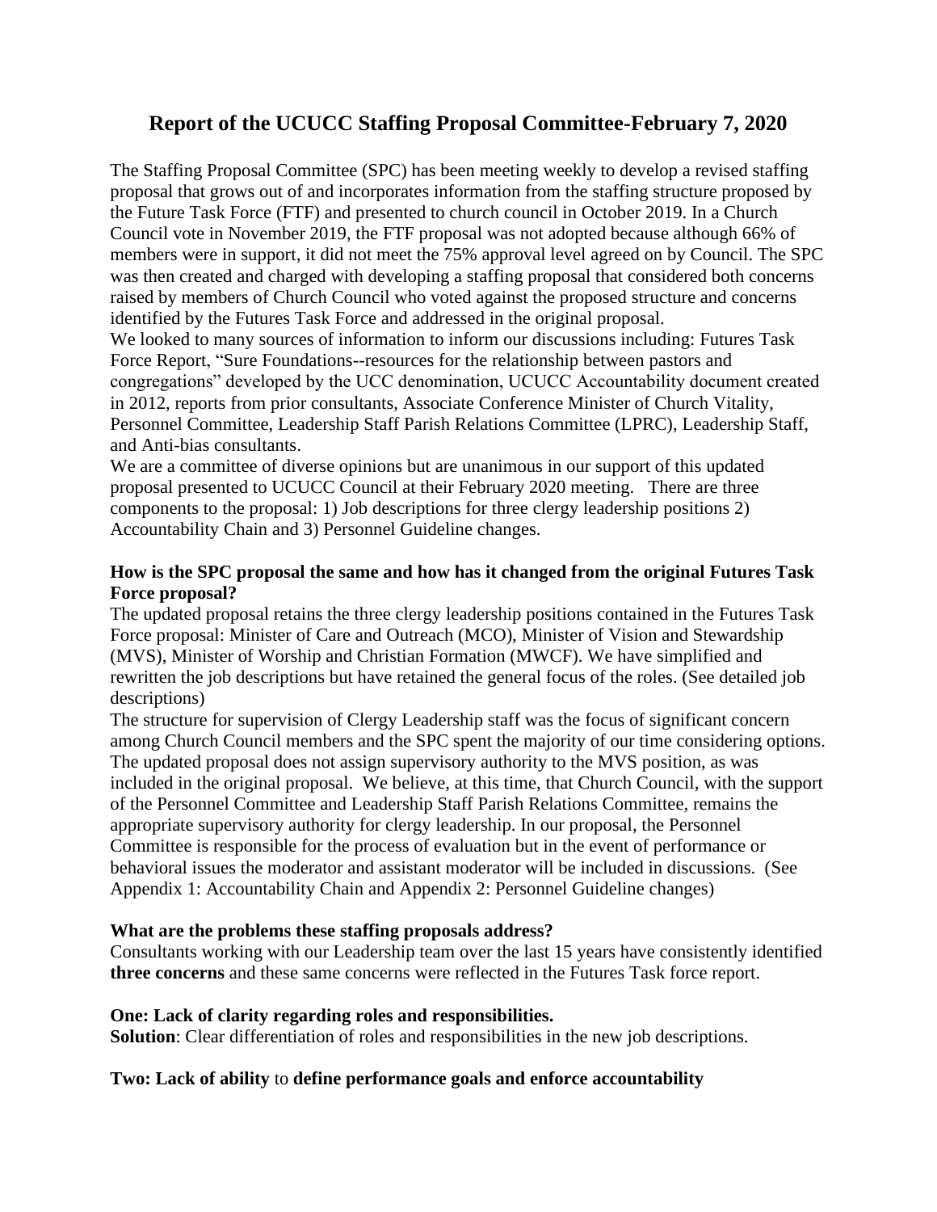# Report of the UCUCC Staffing Proposal Committee-February 7, 2020

The Staffing Proposal Committee (SPC) has been meeting weekly to develop a revised staffing proposal that grows out of and incorporates information from the staffing structure proposed by the Future Task Force (FTF) and presented to church council in October 2019. In a Church Council vote in November 2019, the FTF proposal was not adopted because although 66% of members were in support, it did not meet the 75% approval level agreed on by Council. The SPC was then created and charged with developing a staffing proposal that considered both concerns raised by members of Church Council who voted against the proposed structure and concerns identified by the Futures Task Force and addressed in the original proposal.

We looked to many sources of information to inform our discussions including: Futures Task Force Report, "Sure Foundations--resources for the relationship between pastors and congregations" developed by the UCC denomination, UCUCC Accountability document created in 2012, reports from prior consultants, Associate Conference Minister of Church Vitality, Personnel Committee, Leadership Staff Parish Relations Committee (LPRC), Leadership Staff, and Anti-bias consultants.

We are a committee of diverse opinions but are unanimous in our support of this updated proposal presented to UCUCC Council at their February 2020 meeting. There are three components to the proposal: 1) Job descriptions for three clergy leadership positions 2) Accountability Chain and 3) Personnel Guideline changes.

**How is the SPC proposal the same and how has it changed from the original Futures Task Force proposal?**

The updated proposal retains the three clergy leadership positions contained in the Futures Task Force proposal: Minister of Care and Outreach (MCO), Minister of Vision and Stewardship (MVS), Minister of Worship and Christian Formation (MWCF). We have simplified and rewritten the job descriptions but have retained the general focus of the roles. (See detailed job descriptions)

The structure for supervision of Clergy Leadership staff was the focus of significant concern among Church Council members and the SPC spent the majority of our time considering options. The updated proposal does not assign supervisory authority to the MVS position, as was included in the original proposal. We believe, at this time, that Church Council, with the support of the Personnel Committee and Leadership Staff Parish Relations Committee, remains the appropriate supervisory authority for clergy leadership. In our proposal, the Personnel Committee is responsible for the process of evaluation but in the event of performance or behavioral issues the moderator and assistant moderator will be included in discussions. (See Appendix 1: Accountability Chain and Appendix 2: Personnel Guideline changes)

**What are the problems these staffing proposals address?**

Consultants working with our Leadership team over the last 15 years have consistently identified **three concerns** and these same concerns were reflected in the Futures Task force report.

**One: Lack of clarity regarding roles and responsibilities.**

**Solution**: Clear differentiation of roles and responsibilities in the new job descriptions.

**Two: Lack of ability** to **define performance goals and enforce accountability**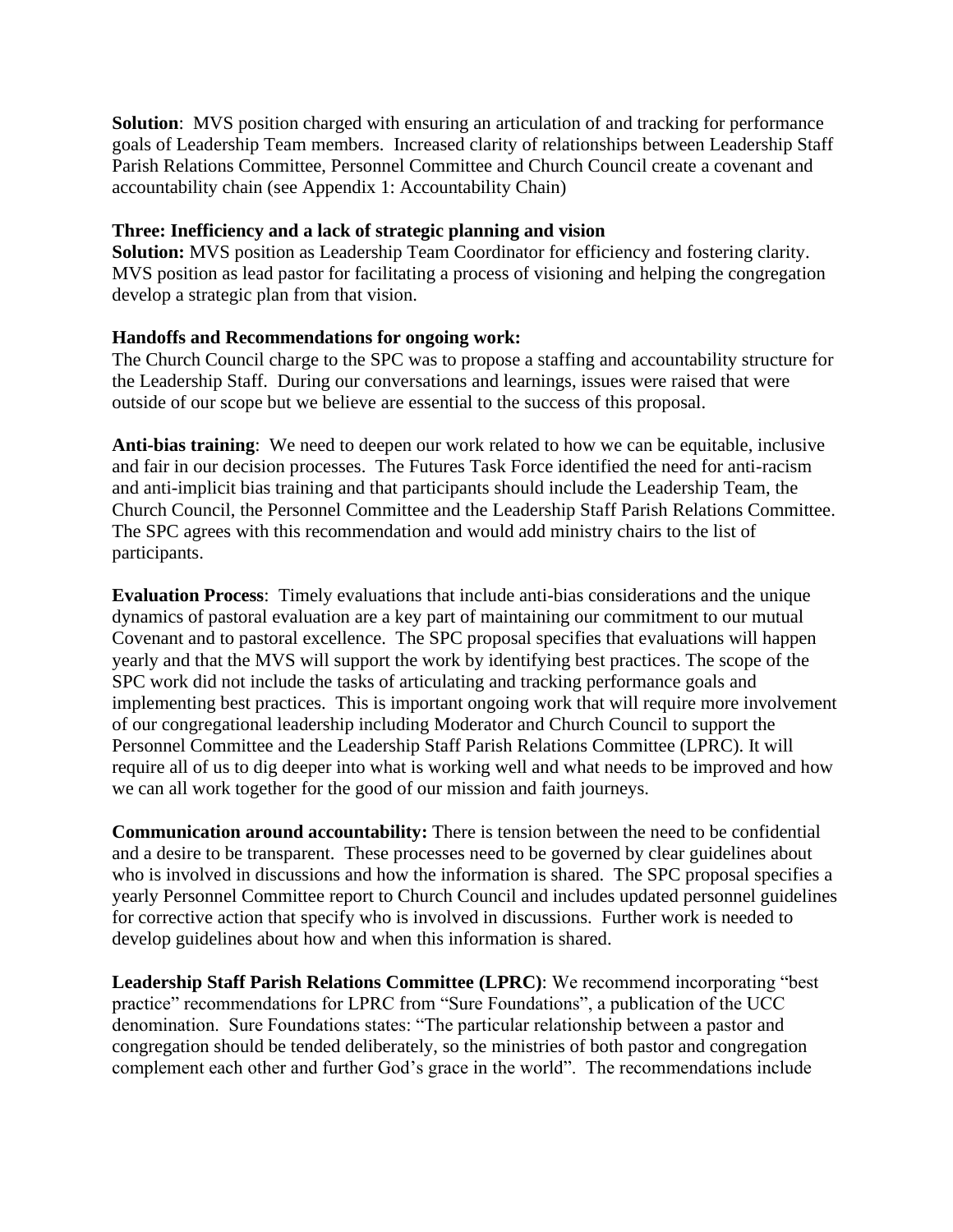**Solution**: MVS position charged with ensuring an articulation of and tracking for performance goals of Leadership Team members. Increased clarity of relationships between Leadership Staff Parish Relations Committee, Personnel Committee and Church Council create a covenant and accountability chain (see Appendix 1: Accountability Chain)

**Three: Inefficiency and a lack of strategic planning and vision**
**Solution:** MVS position as Leadership Team Coordinator for efficiency and fostering clarity. MVS position as lead pastor for facilitating a process of visioning and helping the congregation develop a strategic plan from that vision.

**Handoffs and Recommendations for ongoing work:**
The Church Council charge to the SPC was to propose a staffing and accountability structure for the Leadership Staff. During our conversations and learnings, issues were raised that were outside of our scope but we believe are essential to the success of this proposal.

**Anti-bias training**: We need to deepen our work related to how we can be equitable, inclusive and fair in our decision processes. The Futures Task Force identified the need for anti-racism and anti-implicit bias training and that participants should include the Leadership Team, the Church Council, the Personnel Committee and the Leadership Staff Parish Relations Committee. The SPC agrees with this recommendation and would add ministry chairs to the list of participants.

**Evaluation Process**: Timely evaluations that include anti-bias considerations and the unique dynamics of pastoral evaluation are a key part of maintaining our commitment to our mutual Covenant and to pastoral excellence. The SPC proposal specifies that evaluations will happen yearly and that the MVS will support the work by identifying best practices. The scope of the SPC work did not include the tasks of articulating and tracking performance goals and implementing best practices. This is important ongoing work that will require more involvement of our congregational leadership including Moderator and Church Council to support the Personnel Committee and the Leadership Staff Parish Relations Committee (LPRC). It will require all of us to dig deeper into what is working well and what needs to be improved and how we can all work together for the good of our mission and faith journeys.

**Communication around accountability:** There is tension between the need to be confidential and a desire to be transparent. These processes need to be governed by clear guidelines about who is involved in discussions and how the information is shared. The SPC proposal specifies a yearly Personnel Committee report to Church Council and includes updated personnel guidelines for corrective action that specify who is involved in discussions. Further work is needed to develop guidelines about how and when this information is shared.

**Leadership Staff Parish Relations Committee (LPRC)**: We recommend incorporating "best practice" recommendations for LPRC from "Sure Foundations", a publication of the UCC denomination. Sure Foundations states: "The particular relationship between a pastor and congregation should be tended deliberately, so the ministries of both pastor and congregation complement each other and further God's grace in the world". The recommendations include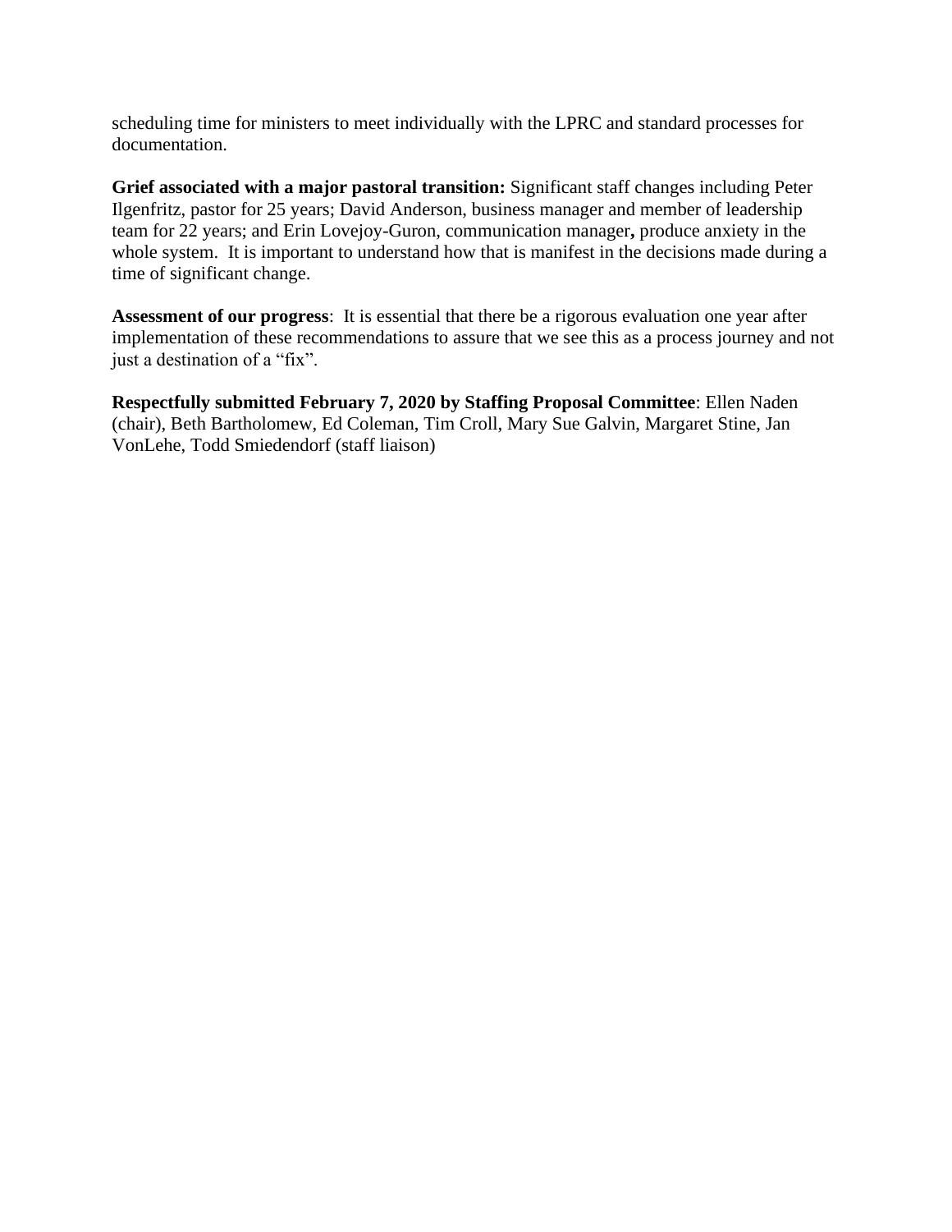scheduling time for ministers to meet individually with the LPRC and standard processes for documentation.

**Grief associated with a major pastoral transition:** Significant staff changes including Peter Ilgenfritz, pastor for 25 years; David Anderson, business manager and member of leadership team for 22 years; and Erin Lovejoy-Guron, communication manager**,** produce anxiety in the whole system. It is important to understand how that is manifest in the decisions made during a time of significant change.

**Assessment of our progress**: It is essential that there be a rigorous evaluation one year after implementation of these recommendations to assure that we see this as a process journey and not just a destination of a "fix".

**Respectfully submitted February 7, 2020 by Staffing Proposal Committee**: Ellen Naden (chair), Beth Bartholomew, Ed Coleman, Tim Croll, Mary Sue Galvin, Margaret Stine, Jan VonLehe, Todd Smiedendorf (staff liaison)